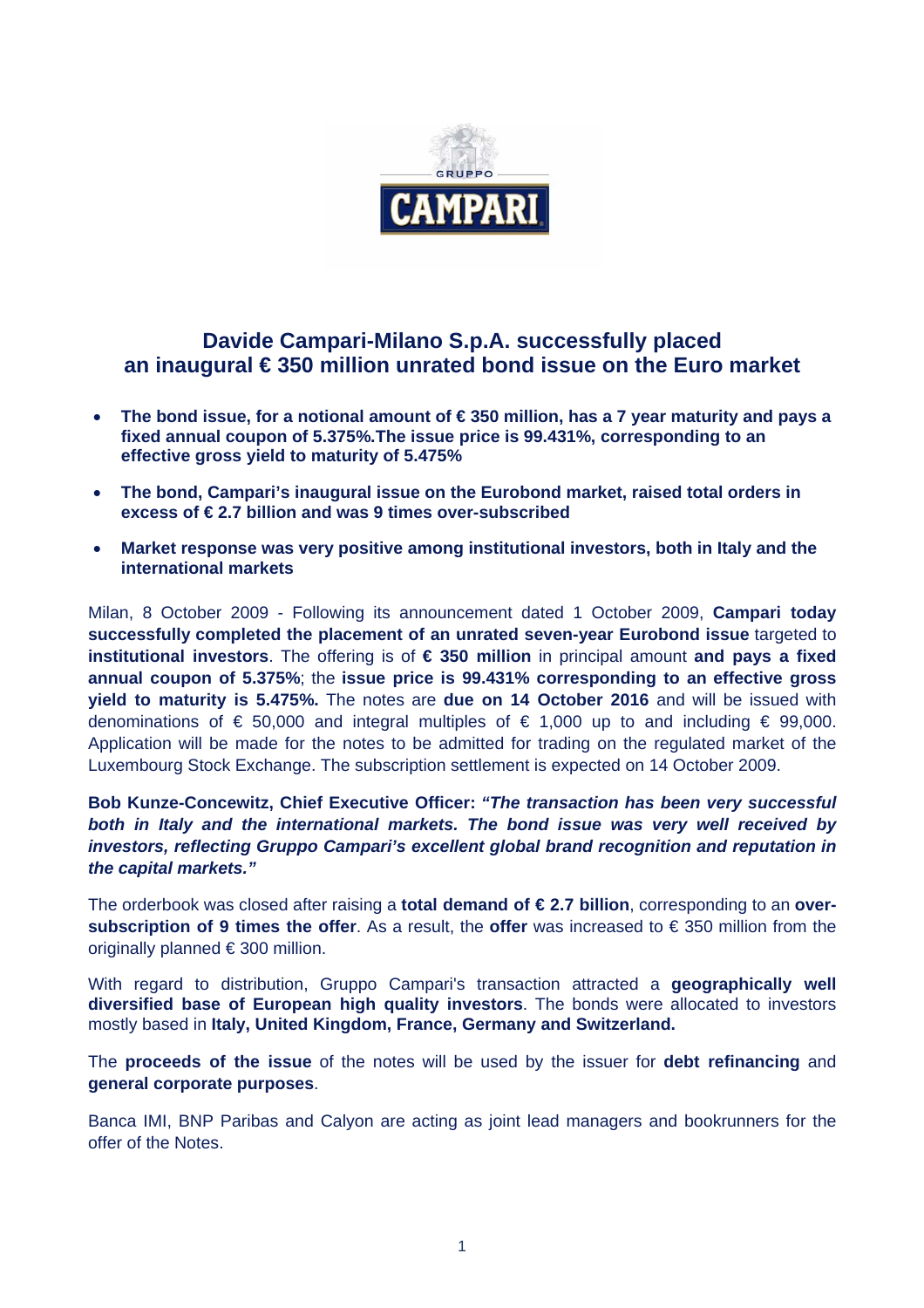# Davide Campari-Milano S.p.A. successfully placed an inaugural € 350 million unrated bond issue on the Euro market

- **The bond issue, for a notional amount of € 350 million, has a 7 year maturity and pays a fixed annual coupon of 5.375%.The issue price is 99.431%, corresponding to an effective gross yield to maturity of 5.475%**
- **The bond, Campari's inaugural issue on the Eurobond market, raised total orders in excess of € 2.7 billion and was 9 times over-subscribed**
- **Market response was very positive among institutional investors, both in Italy and the international markets**

Milan, 8 October 2009 - Following its announcement dated 1 October 2009, **Campari today successfully completed the placement of an unrated seven-year Eurobond issue** targeted to **institutional investors**. The offering is of **€ 350 million** in principal amount **and pays a fixed annual coupon of 5.375%**; the **issue price is 99.431% corresponding to an effective gross yield to maturity is 5.475%.** The notes are **due on 14 October 2016** and will be issued with denominations of € 50,000 and integral multiples of € 1,000 up to and including € 99,000. Application will be made for the notes to be admitted for trading on the regulated market of the Luxembourg Stock Exchange. The subscription settlement is expected on 14 October 2009.

**Bob Kunze-Concewitz, Chief Executive Officer:** ***"The transaction has been very successful both in Italy and the international markets. The bond issue was very well received by investors, reflecting Gruppo Campari's excellent global brand recognition and reputation in the capital markets."***

The orderbook was closed after raising a **total demand of € 2.7 billion**, corresponding to an **over-subscription of 9 times the offer**. As a result, the **offer** was increased to € 350 million from the originally planned € 300 million.

With regard to distribution, Gruppo Campari's transaction attracted a **geographically well diversified base of European high quality investors**. The bonds were allocated to investors mostly based in **Italy, United Kingdom, France, Germany and Switzerland.**

The **proceeds of the issue** of the notes will be used by the issuer for **debt refinancing** and **general corporate purposes**.

Banca IMI, BNP Paribas and Calyon are acting as joint lead managers and bookrunners for the offer of the Notes.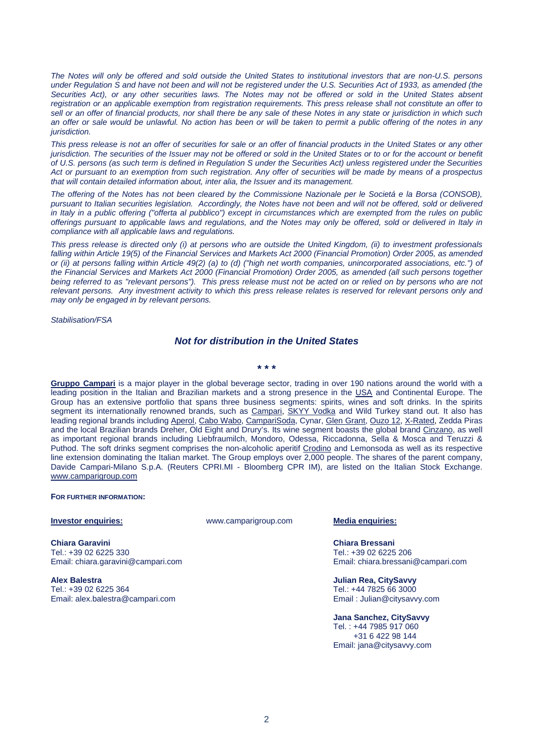*The Notes will only be offered and sold outside the United States to institutional investors that are non-U.S. persons under Regulation S and have not been and will not be registered under the U.S. Securities Act of 1933, as amended (the Securities Act), or any other securities laws. The Notes may not be offered or sold in the United States absent registration or an applicable exemption from registration requirements. This press release shall not constitute an offer to sell or an offer of financial products, nor shall there be any sale of these Notes in any state or jurisdiction in which such an offer or sale would be unlawful. No action has been or will be taken to permit a public offering of the notes in any jurisdiction.*

*This press release is not an offer of securities for sale or an offer of financial products in the United States or any other jurisdiction. The securities of the Issuer may not be offered or sold in the United States or to or for the account or benefit of U.S. persons (as such term is defined in Regulation S under the Securities Act) unless registered under the Securities Act or pursuant to an exemption from such registration. Any offer of securities will be made by means of a prospectus that will contain detailed information about, inter alia, the Issuer and its management.*

*The offering of the Notes has not been cleared by the Commissione Nazionale per le Societá e la Borsa (CONSOB), pursuant to Italian securities legislation. Accordingly, the Notes have not been and will not be offered, sold or delivered in Italy in a public offering ("offerta al pubblico") except in circumstances which are exempted from the rules on public offerings pursuant to applicable laws and regulations, and the Notes may only be offered, sold or delivered in Italy in compliance with all applicable laws and regulations.*

*This press release is directed only (i) at persons who are outside the United Kingdom, (ii) to investment professionals falling within Article 19(5) of the Financial Services and Markets Act 2000 (Financial Promotion) Order 2005, as amended or (ii) at persons falling within Article 49(2) (a) to (d) ("high net worth companies, unincorporated associations, etc.") of the Financial Services and Markets Act 2000 (Financial Promotion) Order 2005, as amended (all such persons together being referred to as "relevant persons"). This press release must not be acted on or relied on by persons who are not relevant persons. Any investment activity to which this press release relates is reserved for relevant persons only and may only be engaged in by relevant persons.*

*Stabilisation/FSA*

***Not for distribution in the United States***

\* \* \*

**Gruppo Campari** is a major player in the global beverage sector, trading in over 190 nations around the world with a leading position in the Italian and Brazilian markets and a strong presence in the USA and Continental Europe. The Group has an extensive portfolio that spans three business segments: spirits, wines and soft drinks. In the spirits segment its internationally renowned brands, such as Campari, SKYY Vodka and Wild Turkey stand out. It also has leading regional brands including Aperol, Cabo Wabo, CampariSoda, Cynar, Glen Grant, Ouzo 12, X-Rated, Zedda Piras and the local Brazilian brands Dreher, Old Eight and Drury's. Its wine segment boasts the global brand Cinzano, as well as important regional brands including Liebfraumilch, Mondoro, Odessa, Riccadonna, Sella & Mosca and Teruzzi & Puthod. The soft drinks segment comprises the non-alcoholic aperitif Crodino and Lemonsoda as well as its respective line extension dominating the Italian market. The Group employs over 2,000 people. The shares of the parent company, Davide Campari-Milano S.p.A. (Reuters CPRI.MI - Bloomberg CPR IM), are listed on the Italian Stock Exchange. www.camparigroup.com

**FOR FURTHER INFORMATION:**

**Investor enquiries:** www.camparigroup.com

**Chiara Garavini**
Tel.: +39 02 6225 330
Email: chiara.garavini@campari.com

**Alex Balestra**
Tel.: +39 02 6225 364
Email: alex.balestra@campari.com

**Media enquiries:**

**Chiara Bressani**
Tel.: +39 02 6225 206
Email: chiara.bressani@campari.com

**Julian Rea, CitySavvy**
Tel.: +44 7825 66 3000
Email : Julian@citysavvy.com

**Jana Sanchez, CitySavvy**
Tel. : +44 7985 917 060
+31 6 422 98 144
Email: jana@citysavvy.com